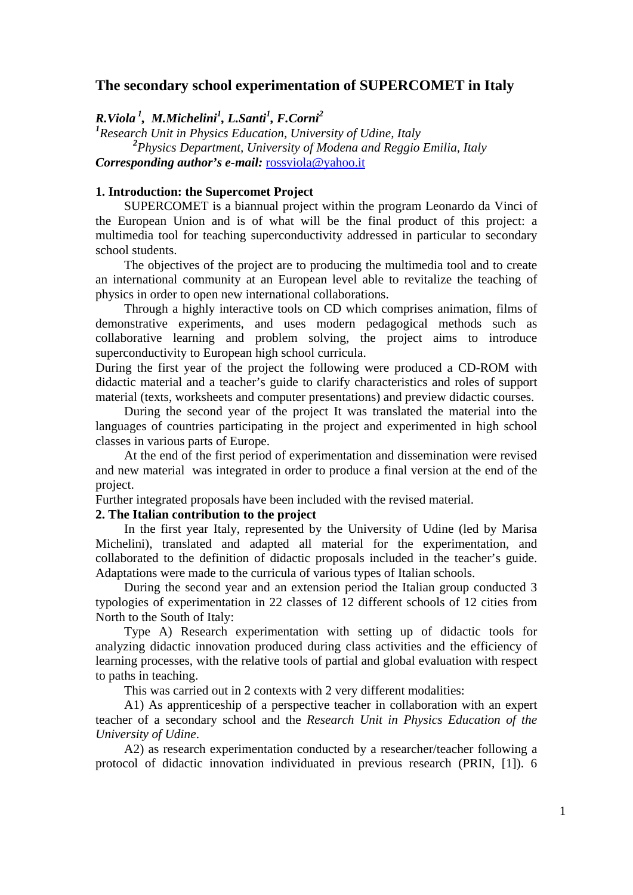# The secondary school experimentation of SUPERCOMET in Italy

***R.Viola*** [1], ***M.Michelini*** [1], ***L.Santi*** [1], ***F.Corni*** [2]

[1] *Research Unit in Physics Education, University of Udine, Italy*

[2] *Physics Department, University of Modena and Reggio Emilia, Italy*

***Corresponding author's e-mail:*** rossviola@yahoo.it

## 1. Introduction: the Supercomet Project

SUPERCOMET is a biannual project within the program Leonardo da Vinci of the European Union and is of what will be the final product of this project: a multimedia tool for teaching superconductivity addressed in particular to secondary school students.

The objectives of the project are to producing the multimedia tool and to create an international community at an European level able to revitalize the teaching of physics in order to open new international collaborations.

Through a highly interactive tools on CD which comprises animation, films of demonstrative experiments, and uses modern pedagogical methods such as collaborative learning and problem solving, the project aims to introduce superconductivity to European high school curricula.

During the first year of the project the following were produced a CD-ROM with didactic material and a teacher's guide to clarify characteristics and roles of support material (texts, worksheets and computer presentations) and preview didactic courses.

During the second year of the project It was translated the material into the languages of countries participating in the project and experimented in high school classes in various parts of Europe.

At the end of the first period of experimentation and dissemination were revised and new material was integrated in order to produce a final version at the end of the project.

Further integrated proposals have been included with the revised material.

## 2. The Italian contribution to the project

In the first year Italy, represented by the University of Udine (led by Marisa Michelini), translated and adapted all material for the experimentation, and collaborated to the definition of didactic proposals included in the teacher's guide. Adaptations were made to the curricula of various types of Italian schools.

During the second year and an extension period the Italian group conducted 3 typologies of experimentation in 22 classes of 12 different schools of 12 cities from North to the South of Italy:

Type A) Research experimentation with setting up of didactic tools for analyzing didactic innovation produced during class activities and the efficiency of learning processes, with the relative tools of partial and global evaluation with respect to paths in teaching.

This was carried out in 2 contexts with 2 very different modalities:

A1) As apprenticeship of a perspective teacher in collaboration with an expert teacher of a secondary school and the *Research Unit in Physics Education of the University of Udine*.

A2) as research experimentation conducted by a researcher/teacher following a protocol of didactic innovation individuated in previous research (PRIN, [1]). 6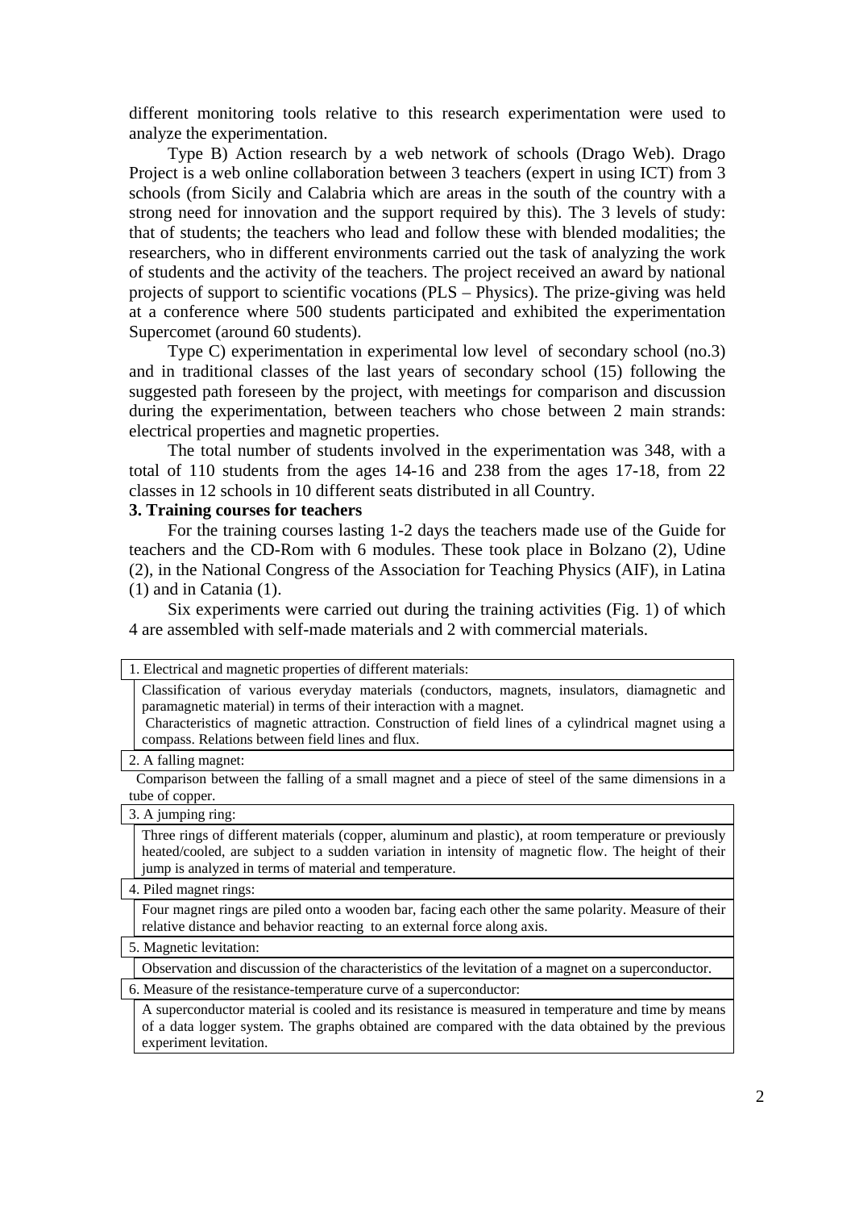different monitoring tools relative to this research experimentation were used to analyze the experimentation.

Type B) Action research by a web network of schools (Drago Web). Drago Project is a web online collaboration between 3 teachers (expert in using ICT) from 3 schools (from Sicily and Calabria which are areas in the south of the country with a strong need for innovation and the support required by this). The 3 levels of study: that of students; the teachers who lead and follow these with blended modalities; the researchers, who in different environments carried out the task of analyzing the work of students and the activity of the teachers. The project received an award by national projects of support to scientific vocations (PLS – Physics). The prize-giving was held at a conference where 500 students participated and exhibited the experimentation Supercomet (around 60 students).

Type C) experimentation in experimental low level of secondary school (no.3) and in traditional classes of the last years of secondary school (15) following the suggested path foreseen by the project, with meetings for comparison and discussion during the experimentation, between teachers who chose between 2 main strands: electrical properties and magnetic properties.

The total number of students involved in the experimentation was 348, with a total of 110 students from the ages 14-16 and 238 from the ages 17-18, from 22 classes in 12 schools in 10 different seats distributed in all Country.

### 3. Training courses for teachers

For the training courses lasting 1-2 days the teachers made use of the Guide for teachers and the CD-Rom with 6 modules. These took place in Bolzano (2), Udine (2), in the National Congress of the Association for Teaching Physics (AIF), in Latina (1) and in Catania (1).

Six experiments were carried out during the training activities (Fig. 1) of which 4 are assembled with self-made materials and 2 with commercial materials.

| |
|---|
| 1. Electrical and magnetic properties of different materials: |
| Classification of various everyday materials (conductors, magnets, insulators, diamagnetic and paramagnetic material) in terms of their interaction with a magnet. Characteristics of magnetic attraction. Construction of field lines of a cylindrical magnet using a compass. Relations between field lines and flux. |
| 2. A falling magnet: |
| Comparison between the falling of a small magnet and a piece of steel of the same dimensions in a tube of copper. |
| 3. A jumping ring: |
| Three rings of different materials (copper, aluminum and plastic), at room temperature or previously heated/cooled, are subject to a sudden variation in intensity of magnetic flow. The height of their jump is analyzed in terms of material and temperature. |
| 4. Piled magnet rings: |
| Four magnet rings are piled onto a wooden bar, facing each other the same polarity. Measure of their relative distance and behavior reacting to an external force along axis. |
| 5. Magnetic levitation: |
| Observation and discussion of the characteristics of the levitation of a magnet on a superconductor. |
| 6. Measure of the resistance-temperature curve of a superconductor: |
| A superconductor material is cooled and its resistance is measured in temperature and time by means of a data logger system. The graphs obtained are compared with the data obtained by the previous experiment levitation. |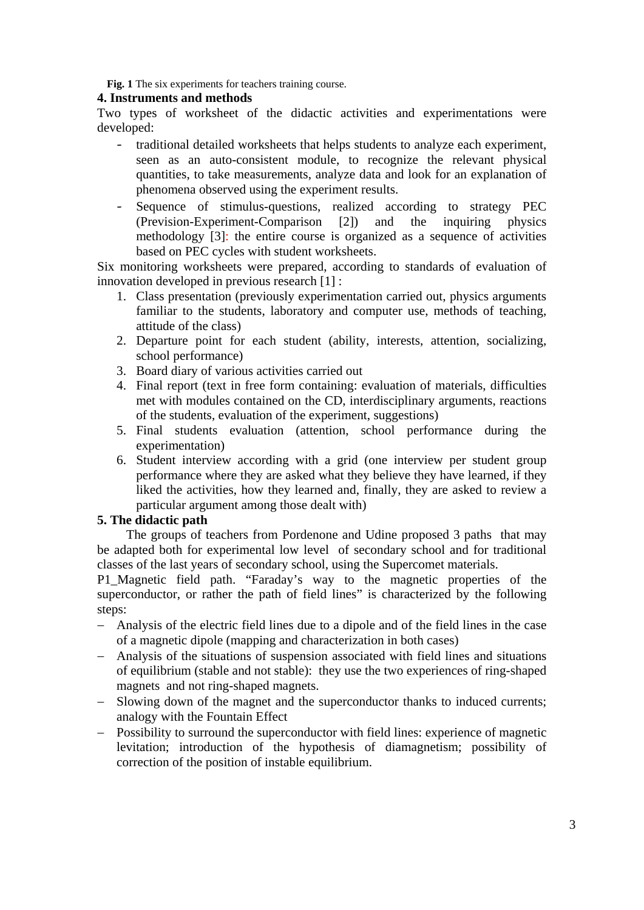**Fig. 1** The six experiments for teachers training course.

## 4. Instruments and methods

Two types of worksheet of the didactic activities and experimentations were developed:

- traditional detailed worksheets that helps students to analyze each experiment, seen as an auto-consistent module, to recognize the relevant physical quantities, to take measurements, analyze data and look for an explanation of phenomena observed using the experiment results.
- Sequence of stimulus-questions, realized according to strategy PEC (Prevision-Experiment-Comparison [2]) and the inquiring physics methodology [3]: the entire course is organized as a sequence of activities based on PEC cycles with student worksheets.

Six monitoring worksheets were prepared, according to standards of evaluation of innovation developed in previous research [1] :

1. Class presentation (previously experimentation carried out, physics arguments familiar to the students, laboratory and computer use, methods of teaching, attitude of the class)
2. Departure point for each student (ability, interests, attention, socializing, school performance)
3. Board diary of various activities carried out
4. Final report (text in free form containing: evaluation of materials, difficulties met with modules contained on the CD, interdisciplinary arguments, reactions of the students, evaluation of the experiment, suggestions)
5. Final students evaluation (attention, school performance during the experimentation)
6. Student interview according with a grid (one interview per student group performance where they are asked what they believe they have learned, if they liked the activities, how they learned and, finally, they are asked to review a particular argument among those dealt with)

## 5. The didactic path

The groups of teachers from Pordenone and Udine proposed 3 paths that may be adapted both for experimental low level of secondary school and for traditional classes of the last years of secondary school, using the Supercomet materials.

P1_Magnetic field path. "Faraday's way to the magnetic properties of the superconductor, or rather the path of field lines" is characterized by the following steps:

- Analysis of the electric field lines due to a dipole and of the field lines in the case of a magnetic dipole (mapping and characterization in both cases)
- Analysis of the situations of suspension associated with field lines and situations of equilibrium (stable and not stable): they use the two experiences of ring-shaped magnets and not ring-shaped magnets.
- Slowing down of the magnet and the superconductor thanks to induced currents; analogy with the Fountain Effect
- Possibility to surround the superconductor with field lines: experience of magnetic levitation; introduction of the hypothesis of diamagnetism; possibility of correction of the position of instable equilibrium.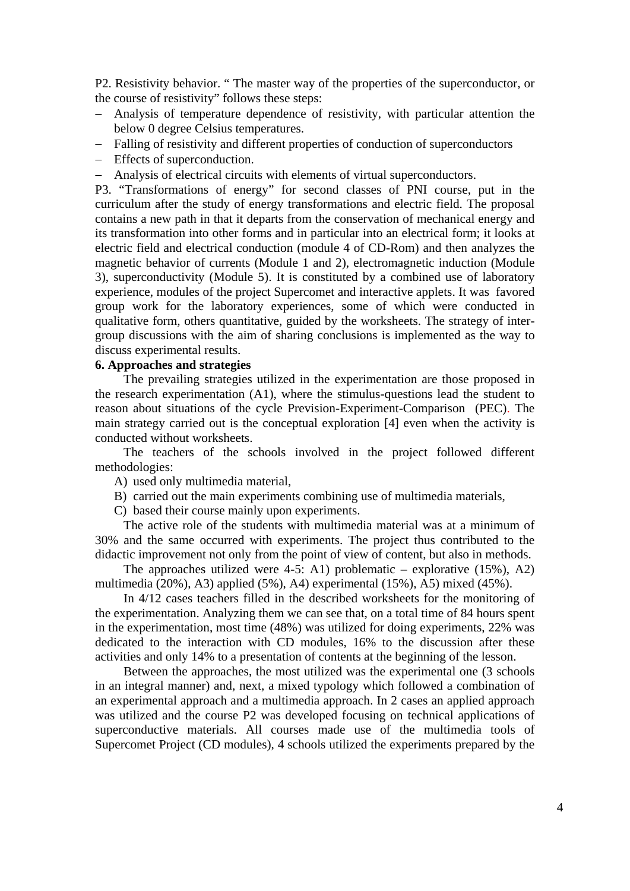P2. Resistivity behavior. " The master way of the properties of the superconductor, or the course of resistivity" follows these steps:

- Analysis of temperature dependence of resistivity, with particular attention the below 0 degree Celsius temperatures.
- Falling of resistivity and different properties of conduction of superconductors
- Effects of superconduction.
- Analysis of electrical circuits with elements of virtual superconductors.

P3. "Transformations of energy" for second classes of PNI course, put in the curriculum after the study of energy transformations and electric field. The proposal contains a new path in that it departs from the conservation of mechanical energy and its transformation into other forms and in particular into an electrical form; it looks at electric field and electrical conduction (module 4 of CD-Rom) and then analyzes the magnetic behavior of currents (Module 1 and 2), electromagnetic induction (Module 3), superconductivity (Module 5). It is constituted by a combined use of laboratory experience, modules of the project Supercomet and interactive applets. It was favored group work for the laboratory experiences, some of which were conducted in qualitative form, others quantitative, guided by the worksheets. The strategy of inter-group discussions with the aim of sharing conclusions is implemented as the way to discuss experimental results.

## 6. Approaches and strategies

The prevailing strategies utilized in the experimentation are those proposed in the research experimentation (A1), where the stimulus-questions lead the student to reason about situations of the cycle Prevision-Experiment-Comparison (PEC). The main strategy carried out is the conceptual exploration [4] even when the activity is conducted without worksheets.

The teachers of the schools involved in the project followed different methodologies:

A) used only multimedia material,
B) carried out the main experiments combining use of multimedia materials,
C) based their course mainly upon experiments.

The active role of the students with multimedia material was at a minimum of 30% and the same occurred with experiments. The project thus contributed to the didactic improvement not only from the point of view of content, but also in methods.

The approaches utilized were 4-5: A1) problematic – explorative (15%), A2) multimedia (20%), A3) applied (5%), A4) experimental (15%), A5) mixed (45%).

In 4/12 cases teachers filled in the described worksheets for the monitoring of the experimentation. Analyzing them we can see that, on a total time of 84 hours spent in the experimentation, most time (48%) was utilized for doing experiments, 22% was dedicated to the interaction with CD modules, 16% to the discussion after these activities and only 14% to a presentation of contents at the beginning of the lesson.

Between the approaches, the most utilized was the experimental one (3 schools in an integral manner) and, next, a mixed typology which followed a combination of an experimental approach and a multimedia approach. In 2 cases an applied approach was utilized and the course P2 was developed focusing on technical applications of superconductive materials. All courses made use of the multimedia tools of Supercomet Project (CD modules), 4 schools utilized the experiments prepared by the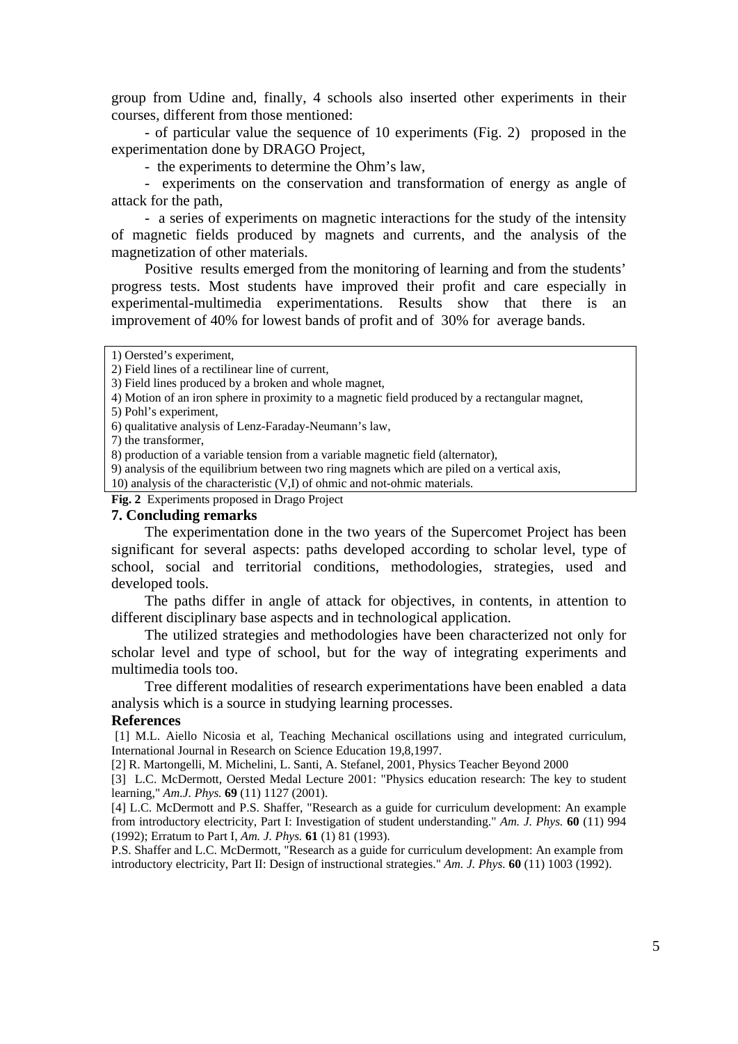group from Udine and, finally, 4 schools also inserted other experiments in their courses, different from those mentioned:

- of particular value the sequence of 10 experiments (Fig. 2) proposed in the experimentation done by DRAGO Project,
- the experiments to determine the Ohm's law,
- experiments on the conservation and transformation of energy as angle of attack for the path,
- a series of experiments on magnetic interactions for the study of the intensity of magnetic fields produced by magnets and currents, and the analysis of the magnetization of other materials.

Positive results emerged from the monitoring of learning and from the students' progress tests. Most students have improved their profit and care especially in experimental-multimedia experimentations. Results show that there is an improvement of 40% for lowest bands of profit and of 30% for average bands.

1) Oersted's experiment,
2) Field lines of a rectilinear line of current,
3) Field lines produced by a broken and whole magnet,
4) Motion of an iron sphere in proximity to a magnetic field produced by a rectangular magnet,
5) Pohl's experiment,
6) qualitative analysis of Lenz-Faraday-Neumann's law,
7) the transformer,
8) production of a variable tension from a variable magnetic field (alternator),
9) analysis of the equilibrium between two ring magnets which are piled on a vertical axis,
10) analysis of the characteristic (V,I) of ohmic and not-ohmic materials.

**Fig. 2** Experiments proposed in Drago Project

## 7. Concluding remarks

The experimentation done in the two years of the Supercomet Project has been significant for several aspects: paths developed according to scholar level, type of school, social and territorial conditions, methodologies, strategies, used and developed tools.

The paths differ in angle of attack for objectives, in contents, in attention to different disciplinary base aspects and in technological application.

The utilized strategies and methodologies have been characterized not only for scholar level and type of school, but for the way of integrating experiments and multimedia tools too.

Tree different modalities of research experimentations have been enabled a data analysis which is a source in studying learning processes.

## References

[1] M.L. Aiello Nicosia et al, Teaching Mechanical oscillations using and integrated curriculum, International Journal in Research on Science Education 19,8,1997.

[2] R. Martongelli, M. Michelini, L. Santi, A. Stefanel, 2001, Physics Teacher Beyond 2000

[3] L.C. McDermott, Oersted Medal Lecture 2001: "Physics education research: The key to student learning," *Am.J. Phys.* **69** (11) 1127 (2001).

[4] L.C. McDermott and P.S. Shaffer, "Research as a guide for curriculum development: An example from introductory electricity, Part I: Investigation of student understanding." *Am. J. Phys.* **60** (11) 994 (1992); Erratum to Part I, *Am. J. Phys.* **61** (1) 81 (1993).

P.S. Shaffer and L.C. McDermott, "Research as a guide for curriculum development: An example from introductory electricity, Part II: Design of instructional strategies." *Am. J. Phys.* **60** (11) 1003 (1992).